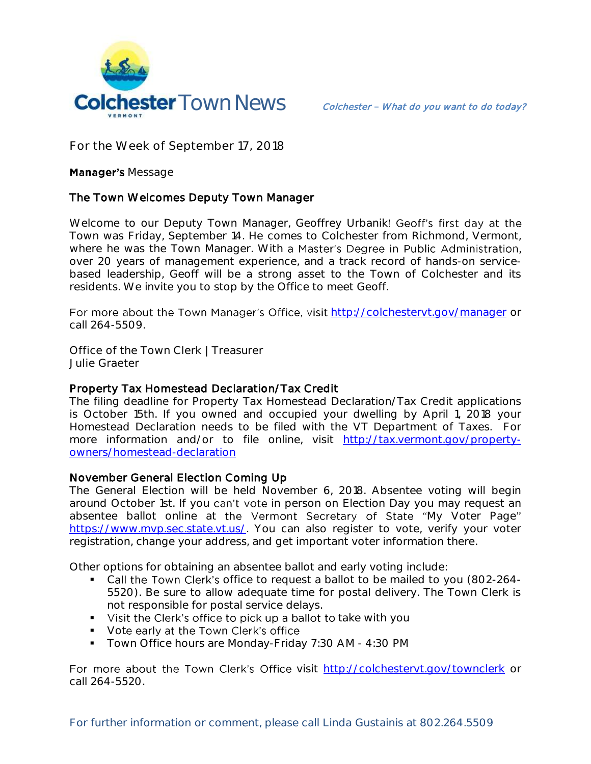# Colchester Town News

*Colchester – What do you want to do today?*

For the Week of September 17, 2018

**Manager's** Message

## The Town Welcomes Deputy Town Manager

Welcome to our Deputy Town Manager, Geoffrey Urbanik! Geoff's first day at the Town was Friday, September 14. He comes to Colchester from Richmond, Vermont, where he was the Town Manager. With a Master's Degree in Public Administration, over 20 years of management experience, and a track record of hands-on service-based leadership, Geoff will be a strong asset to the Town of Colchester and its residents. We invite you to stop by the Office to meet Geoff.

For more about the Town Manager's Office, visit http://colchestervt.gov/manager or call 264-5509.

Office of the Town Clerk | Treasurer
Julie Graeter

## Property Tax Homestead Declaration/Tax Credit

The filing deadline for Property Tax Homestead Declaration/Tax Credit applications is October 15th. If you owned and occupied your dwelling by April 1, 2018 your Homestead Declaration needs to be filed with the VT Department of Taxes. For more information and/or to file online, visit http://tax.vermont.gov/property-owners/homestead-declaration

## November General Election Coming Up

The General Election will be held November 6, 2018. Absentee voting will begin around October 1st. If you can't vote in person on Election Day you may request an absentee ballot online at the Vermont Secretary of State "My Voter Page" https://www.mvp.sec.state.vt.us/. You can also register to vote, verify your voter registration, change your address, and get important voter information there.

Other options for obtaining an absentee ballot and early voting include:

- Call the Town Clerk's office to request a ballot to be mailed to you (802-264-5520). Be sure to allow adequate time for postal delivery. The Town Clerk is not responsible for postal service delays.
- Visit the Clerk's office to pick up a ballot to take with you
- Vote early at the Town Clerk's office
- Town Office hours are Monday-Friday 7:30 AM - 4:30 PM

For more about the Town Clerk's Office visit http://colchestervt.gov/townclerk or call 264-5520.

For further information or comment, please call Linda Gustainis at 802.264.5509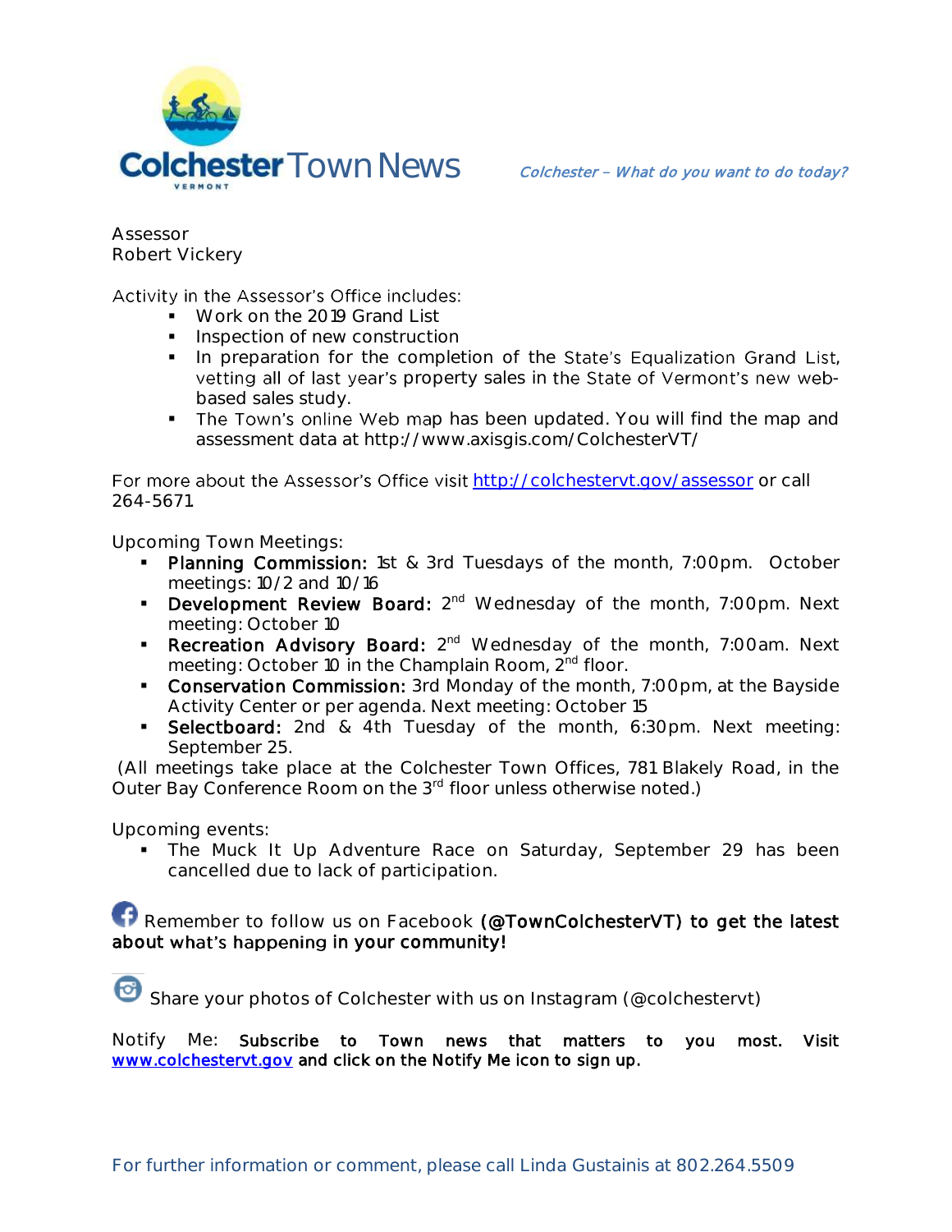Colchester Town News
VERMONT

*Colchester – What do you want to do today?*

Assessor
Robert Vickery

Activity in the Assessor's Office includes:

- Work on the 2019 Grand List
- Inspection of new construction
- In preparation for the completion of the State's Equalization Grand List, vetting all of last year's property sales in the State of Vermont's new web-based sales study.
- The Town's online Web map has been updated. You will find the map and assessment data at http://www.axisgis.com/ColchesterVT/

For more about the Assessor's Office visit [http://colchestervt.gov/assessor](http://colchestervt.gov/assessor) or call 264-5671.

Upcoming Town Meetings:

- **Planning Commission:** 1st & 3rd Tuesdays of the month, 7:00pm. October meetings: 10/2 and 10/16
- **Development Review Board:** 2nd Wednesday of the month, 7:00pm. Next meeting: October 10
- **Recreation Advisory Board:** 2nd Wednesday of the month, 7:00am. Next meeting: October 10 in the Champlain Room, 2nd floor.
- **Conservation Commission:** 3rd Monday of the month, 7:00pm, at the Bayside Activity Center or per agenda. Next meeting: October 15
- **Selectboard:** 2nd & 4th Tuesday of the month, 6:30pm. Next meeting: September 25.

(All meetings take place at the Colchester Town Offices, 781 Blakely Road, in the Outer Bay Conference Room on the 3rd floor unless otherwise noted.)

Upcoming events:

- The Muck It Up Adventure Race on Saturday, September 29 has been cancelled due to lack of participation.

Remember to follow us on Facebook **(@TownColchesterVT) to get the latest about what's happening in your community!**

Share your photos of Colchester with us on Instagram (@colchestervt)

Notify Me: **Subscribe to Town news that matters to you most. Visit [www.colchestervt.gov](http://www.colchestervt.gov) and click on the Notify Me icon to sign up.**

For further information or comment, please call Linda Gustainis at 802.264.5509